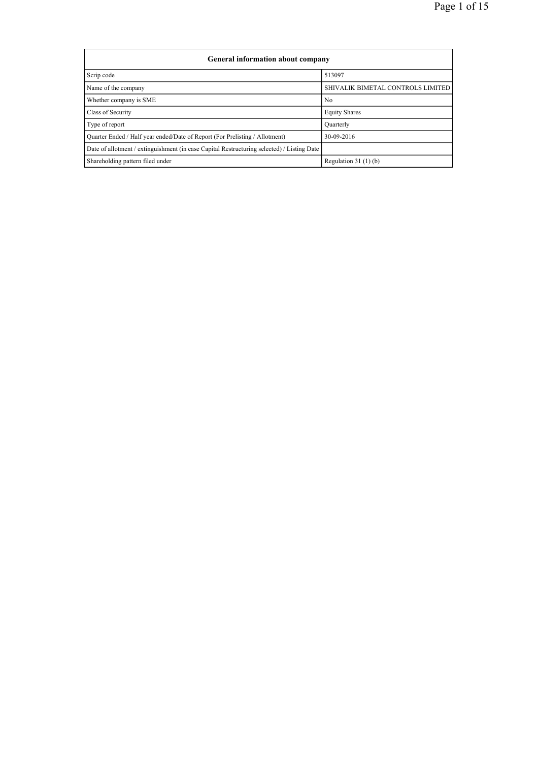| General information about company | |
|---|---|
| Scrip code | 513097 |
| Name of the company | SHIVALIK BIMETAL CONTROLS LIMITED |
| Whether company is SME | No |
| Class of Security | Equity Shares |
| Type of report | Quarterly |
| Quarter Ended / Half year ended/Date of Report (For Prelisting / Allotment) | 30-09-2016 |
| Date of allotment / extinguishment (in case Capital Restructuring selected) / Listing Date | |
| Shareholding pattern filed under | Regulation 31 (1) (b) |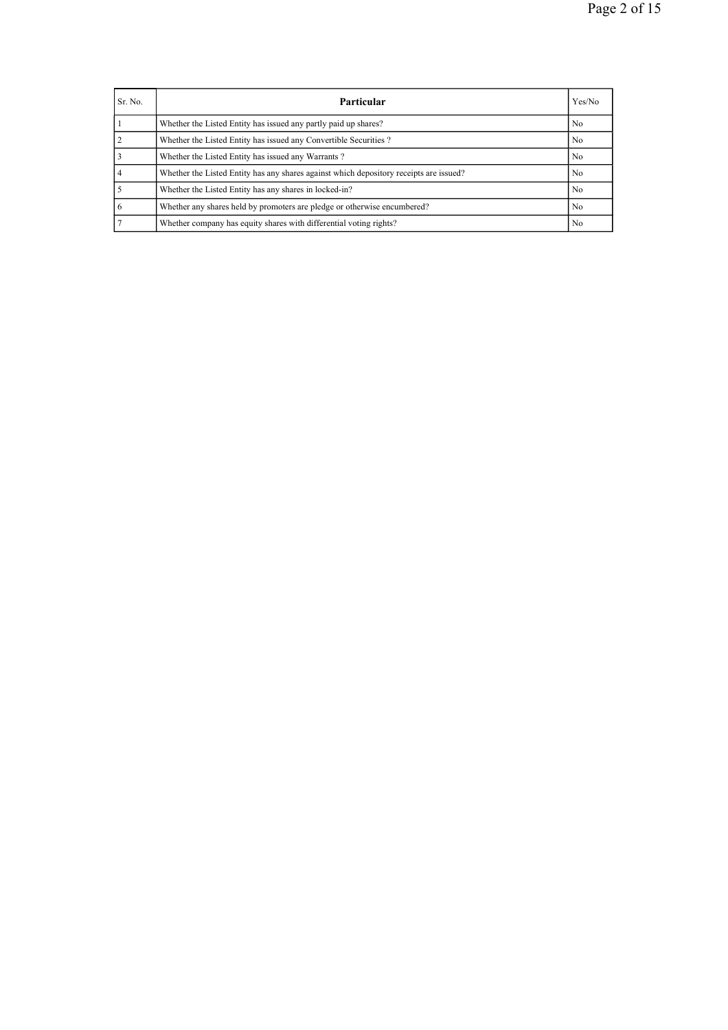| Sr. No. | Particular | Yes/No |
| --- | --- | --- |
| 1 | Whether the Listed Entity has issued any partly paid up shares? | No |
| 2 | Whether the Listed Entity has issued any Convertible Securities ? | No |
| 3 | Whether the Listed Entity has issued any Warrants ? | No |
| 4 | Whether the Listed Entity has any shares against which depository receipts are issued? | No |
| 5 | Whether the Listed Entity has any shares in locked-in? | No |
| 6 | Whether any shares held by promoters are pledge or otherwise encumbered? | No |
| 7 | Whether company has equity shares with differential voting rights? | No |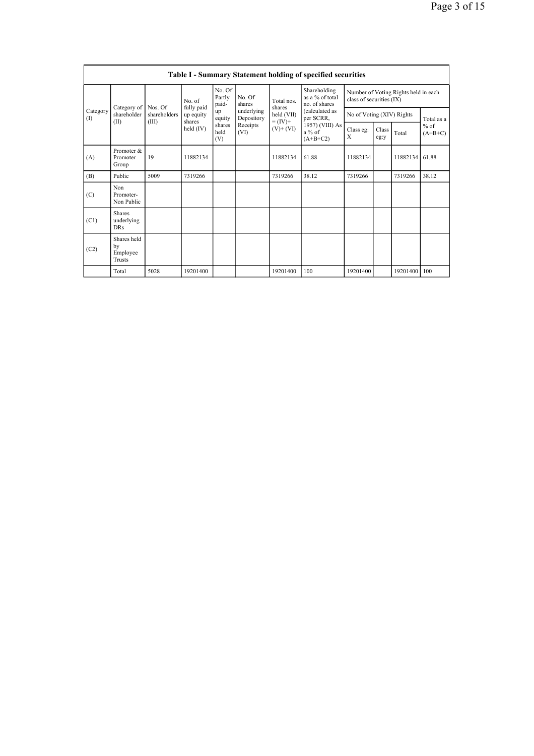| Table I - Summary Statement holding of specified securities | | | | | | | | | | | | |
|---|---|---|---|---|---|---|---|---|---|---|---|---|
| Category (I) | Category of shareholder (II) | Nos. Of shareholders (III) | No. of fully paid up equity shares held (IV) | No. Of Partly paid-up equity shares held (V) | No. Of shares underlying Depository Receipts (VI) | Total nos. shares held (VII) = (IV)+ (V)+ (VI) | Shareholding as a % of total no. of shares (calculated as per SCRR, 1957) (VIII) As a % of (A+B+C2) | Number of Voting Rights held in each class of securities (IX) | | | |
| | | | | | | | | No of Voting (XIV) Rights | | | Total as a % of (A+B+C) |
| | | | | | | | | Class eg: X | Class eg:y | Total | |
| (A) | Promoter & Promoter Group | 19 | 11882134 | | | 11882134 | 61.88 | 11882134 | | 11882134 | 61.88 |
| (B) | Public | 5009 | 7319266 | | | 7319266 | 38.12 | 7319266 | | 7319266 | 38.12 |
| (C) | Non Promoter- Non Public | | | | | | | | | | |
| (C1) | Shares underlying DRs | | | | | | | | | | |
| (C2) | Shares held by Employee Trusts | | | | | | | | | | |
| | Total | 5028 | 19201400 | | | 19201400 | 100 | 19201400 | | 19201400 | 100 |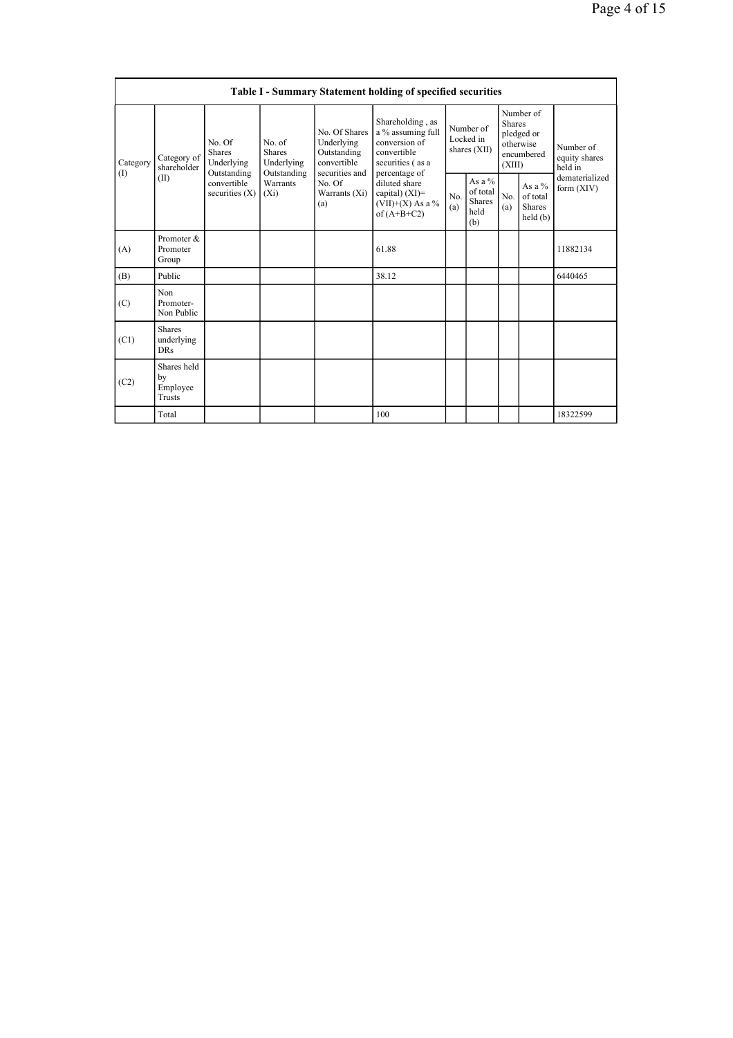| Table I - Summary Statement holding of specified securities | | | | | | | | | | |
|---|---|---|---|---|---|---|---|---|---|---|
| Category (I) | Category of shareholder (II) | No. Of Shares Underlying Outstanding convertible securities (X) | No. of Shares Underlying Outstanding Warrants (Xi) | No. Of Shares Underlying Outstanding convertible securities and No. Of Warrants (Xi) (a) | Shareholding , as a % assuming full conversion of convertible securities ( as a percentage of diluted share capital) (XI)= (VII)+(X) As a % of (A+B+C2) | Number of Locked in shares (XII) | | Number of Shares pledged or otherwise encumbered (XIII) | | Number of equity shares held in dematerialized form (XIV) |
| | | | | | | No. (a) | As a % of total Shares held (b) | No. (a) | As a % of total Shares held (b) | |
| (A) | Promoter & Promoter Group | | | | 61.88 | | | | | 11882134 |
| (B) | Public | | | | 38.12 | | | | | 6440465 |
| (C) | Non Promoter- Non Public | | | | | | | | | |
| (C1) | Shares underlying DRs | | | | | | | | | |
| (C2) | Shares held by Employee Trusts | | | | | | | | | |
| | Total | | | | 100 | | | | | 18322599 |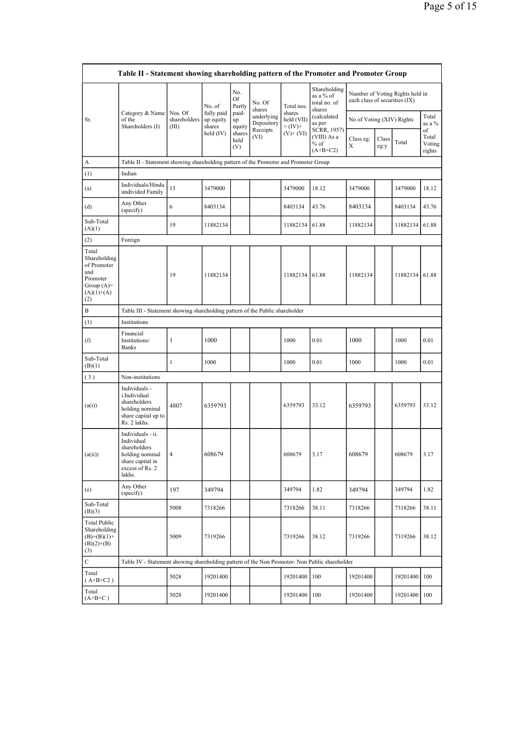| Table II - Statement showing shareholding pattern of the Promoter and Promoter Group | | | | | | | | | | | |
|---|---|---|---|---|---|---|---|---|---|---|---|
| Sr. | Category & Name of the Shareholders (I) | Nos. Of shareholders (III) | No. of fully paid up equity shares held (IV) | No. Of Partly paid-up equity shares held (V) | No. Of shares underlying Depository Receipts (VI) | Total nos. shares held (VII) = (IV)+ (V)+ (VI) | Shareholding as a % of total no. of shares (calculated as per SCRR, 1957) (VIII) As a % of (A+B+C2) | Number of Voting Rights held in each class of securities (IX) | | | |
| | | | | | | | | No of Voting (XIV) Rights | | | Total as a % of Total Voting rights |
| | | | | | | | | Class eg: X | Class eg:y | Total | |
| A | Table II - Statement showing shareholding pattern of the Promoter and Promoter Group | | | | | | | | | | |
| (1) | Indian | | | | | | | | | | |
| (a) | Individuals/Hindu undivided Family | 13 | 3479000 | | | 3479000 | 18.12 | 3479000 | | 3479000 | 18.12 |
| (d) | Any Other (specify) | 6 | 8403134 | | | 8403134 | 43.76 | 8403134 | | 8403134 | 43.76 |
| Sub-Total (A)(1) | | 19 | 11882134 | | | 11882134 | 61.88 | 11882134 | | 11882134 | 61.88 |
| (2) | Foreign | | | | | | | | | | |
| Total Shareholding of Promoter and Promoter Group (A)= (A)(1)+(A)(2) | | 19 | 11882134 | | | 11882134 | 61.88 | 11882134 | | 11882134 | 61.88 |
| B | Table III - Statement showing shareholding pattern of the Public shareholder | | | | | | | | | | |
| (1) | Institutions | | | | | | | | | | |
| (f) | Financial Institutions/ Banks | 1 | 1000 | | | 1000 | 0.01 | 1000 | | 1000 | 0.01 |
| Sub-Total (B)(1) | | 1 | 1000 | | | 1000 | 0.01 | 1000 | | 1000 | 0.01 |
| (3) | Non-institutions | | | | | | | | | | |
| (a(i)) | Individuals - i.Individual shareholders holding nominal share capital up to Rs. 2 lakhs. | 4807 | 6359793 | | | 6359793 | 33.12 | 6359793 | | 6359793 | 33.12 |
| (a(ii)) | Individuals - ii. Individual shareholders holding nominal share capital in excess of Rs. 2 lakhs. | 4 | 608679 | | | 608679 | 3.17 | 608679 | | 608679 | 3.17 |
| (e) | Any Other (specify) | 197 | 349794 | | | 349794 | 1.82 | 349794 | | 349794 | 1.82 |
| Sub-Total (B)(3) | | 5008 | 7318266 | | | 7318266 | 38.11 | 7318266 | | 7318266 | 38.11 |
| Total Public Shareholding (B)=(B)(1)+(B)(2)+(B)(3) | | 5009 | 7319266 | | | 7319266 | 38.12 | 7319266 | | 7319266 | 38.12 |
| C | Table IV - Statement showing shareholding pattern of the Non Promoter- Non Public shareholder | | | | | | | | | | |
| Total ( A+B+C2 ) | | 5028 | 19201400 | | | 19201400 | 100 | 19201400 | | 19201400 | 100 |
| Total (A+B+C ) | | 5028 | 19201400 | | | 19201400 | 100 | 19201400 | | 19201400 | 100 |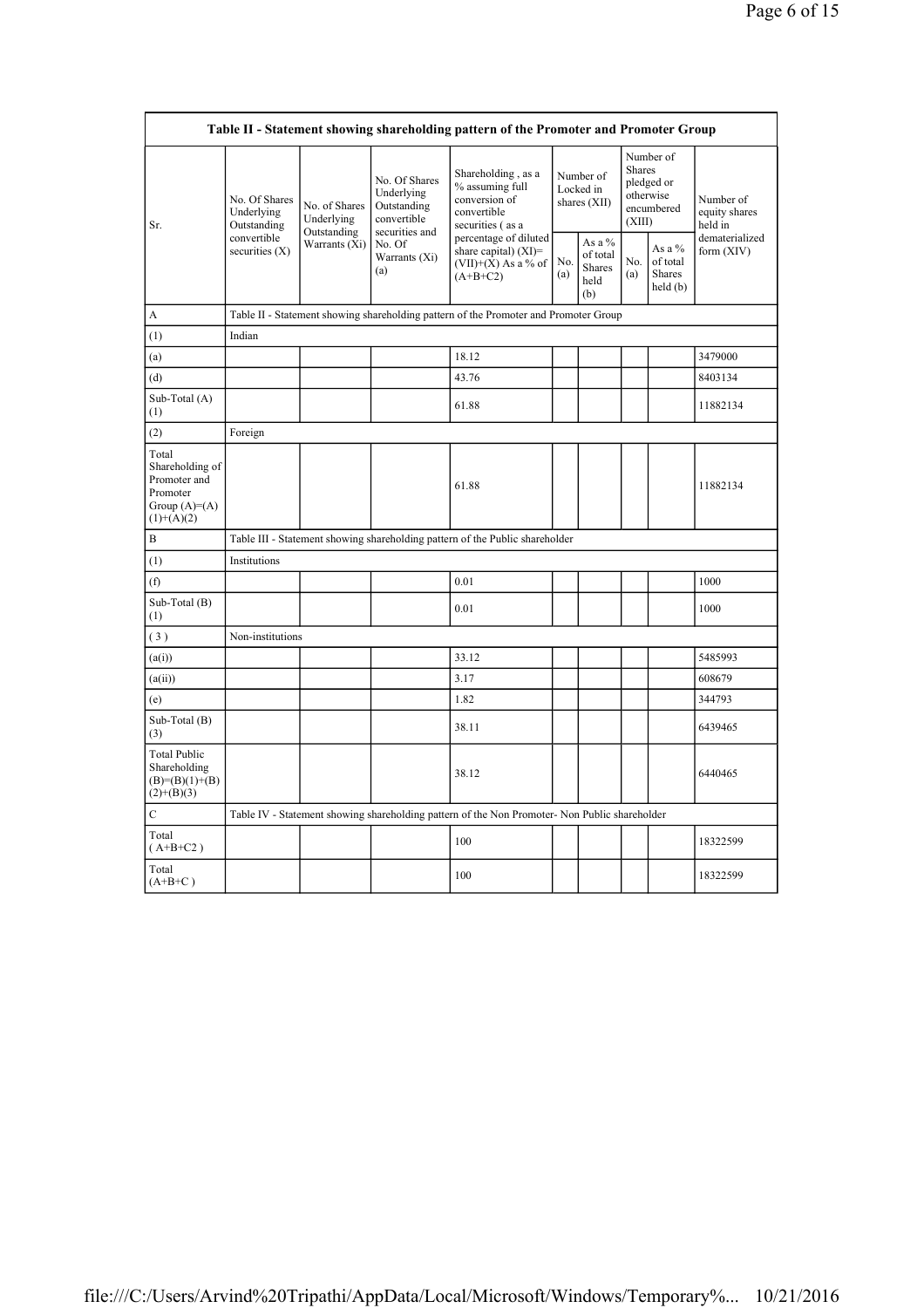| Table II - Statement showing shareholding pattern of the Promoter and Promoter Group | | | | | | | | | |
|---|---|---|---|---|---|---|---|---|---|
| Sr. | No. Of Shares Underlying Outstanding convertible securities (X) | No. of Shares Underlying Outstanding Warrants (Xi) | No. Of Shares Underlying Outstanding convertible securities and No. Of Warrants (Xi) (a) | Shareholding , as a % assuming full conversion of convertible securities ( as a percentage of diluted share capital) (XI)= (VII)+(X) As a % of (A+B+C2) | Number of Locked in shares (XII) | | Number of Shares pledged or otherwise encumbered (XIII) | | Number of equity shares held in dematerialized form (XIV) |
| | | | | | No. (a) | As a % of total Shares held (b) | No. (a) | As a % of total Shares held (b) | |
| A | Table II - Statement showing shareholding pattern of the Promoter and Promoter Group | | | | | | | | |
| (1) | Indian | | | | | | | | |
| (a) | | | | 18.12 | | | | | 3479000 |
| (d) | | | | 43.76 | | | | | 8403134 |
| Sub-Total (A) (1) | | | | 61.88 | | | | | 11882134 |
| (2) | Foreign | | | | | | | | |
| Total Shareholding of Promoter and Promoter Group (A)=(A)(1)+(A)(2) | | | | 61.88 | | | | | 11882134 |
| B | Table III - Statement showing shareholding pattern of the Public shareholder | | | | | | | | |
| (1) | Institutions | | | | | | | | |
| (f) | | | | 0.01 | | | | | 1000 |
| Sub-Total (B) (1) | | | | 0.01 | | | | | 1000 |
| ( 3 ) | Non-institutions | | | | | | | | |
| (a(i)) | | | | 33.12 | | | | | 5485993 |
| (a(ii)) | | | | 3.17 | | | | | 608679 |
| (e) | | | | 1.82 | | | | | 344793 |
| Sub-Total (B) (3) | | | | 38.11 | | | | | 6439465 |
| Total Public Shareholding (B)=(B)(1)+(B)(2)+(B)(3) | | | | 38.12 | | | | | 6440465 |
| C | Table IV - Statement showing shareholding pattern of the Non Promoter- Non Public shareholder | | | | | | | | |
| Total ( A+B+C2 ) | | | | 100 | | | | | 18322599 |
| Total (A+B+C ) | | | | 100 | | | | | 18322599 |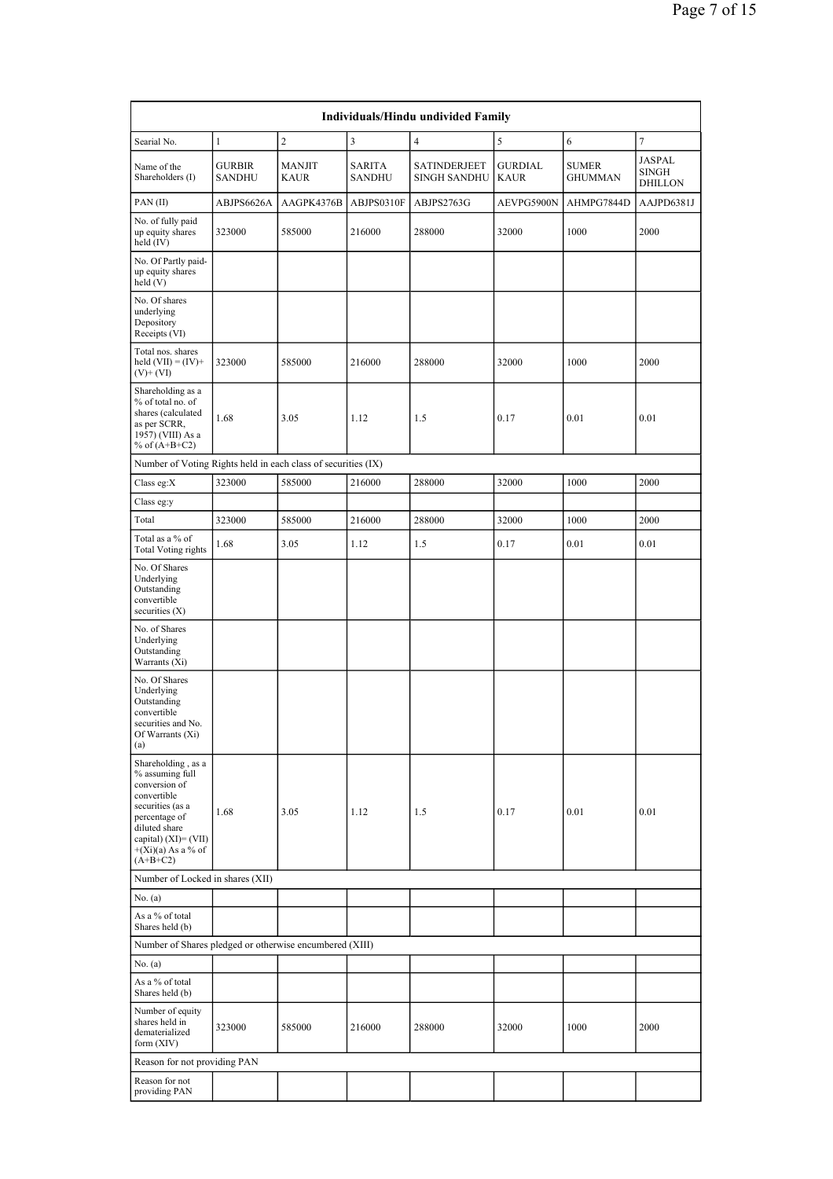| Individuals/Hindu undivided Family | | | | | | | |
|---|---|---|---|---|---|---|---|
| Searial No. | 1 | 2 | 3 | 4 | 5 | 6 | 7 |
| Name of the Shareholders (I) | GURBIR SANDHU | MANJIT KAUR | SARITA SANDHU | SATINDERJEET SINGH SANDHU | GURDIAL KAUR | SUMER GHUMMAN | JASPAL SINGH DHILLON |
| PAN (II) | ABJPS6626A | AAGPK4376B | ABJPS0310F | ABJPS2763G | AEVPG5900N | AHMPG7844D | AAJPD6381J |
| No. of fully paid up equity shares held (IV) | 323000 | 585000 | 216000 | 288000 | 32000 | 1000 | 2000 |
| No. Of Partly paid-up equity shares held (V) | | | | | | | |
| No. Of shares underlying Depository Receipts (VI) | | | | | | | |
| Total nos. shares held (VII) = (IV)+(V)+ (VI) | 323000 | 585000 | 216000 | 288000 | 32000 | 1000 | 2000 |
| Shareholding as a % of total no. of shares (calculated as per SCRR, 1957) (VIII) As a % of (A+B+C2) | 1.68 | 3.05 | 1.12 | 1.5 | 0.17 | 0.01 | 0.01 |
| Number of Voting Rights held in each class of securities (IX) | | | | | | | |
| Class eg:X | 323000 | 585000 | 216000 | 288000 | 32000 | 1000 | 2000 |
| Class eg:y | | | | | | | |
| Total | 323000 | 585000 | 216000 | 288000 | 32000 | 1000 | 2000 |
| Total as a % of Total Voting rights | 1.68 | 3.05 | 1.12 | 1.5 | 0.17 | 0.01 | 0.01 |
| No. Of Shares Underlying Outstanding convertible securities (X) | | | | | | | |
| No. of Shares Underlying Outstanding Warrants (Xi) | | | | | | | |
| No. Of Shares Underlying Outstanding convertible securities and No. Of Warrants (Xi) (a) | | | | | | | |
| Shareholding , as a % assuming full conversion of convertible securities (as a percentage of diluted share capital) (XI)= (VII)+(Xi)(a) As a % of (A+B+C2) | 1.68 | 3.05 | 1.12 | 1.5 | 0.17 | 0.01 | 0.01 |
| Number of Locked in shares (XII) | | | | | | | |
| No. (a) | | | | | | | |
| As a % of total Shares held (b) | | | | | | | |
| Number of Shares pledged or otherwise encumbered (XIII) | | | | | | | |
| No. (a) | | | | | | | |
| As a % of total Shares held (b) | | | | | | | |
| Number of equity shares held in dematerialized form (XIV) | 323000 | 585000 | 216000 | 288000 | 32000 | 1000 | 2000 |
| Reason for not providing PAN | | | | | | | |
| Reason for not providing PAN | | | | | | | |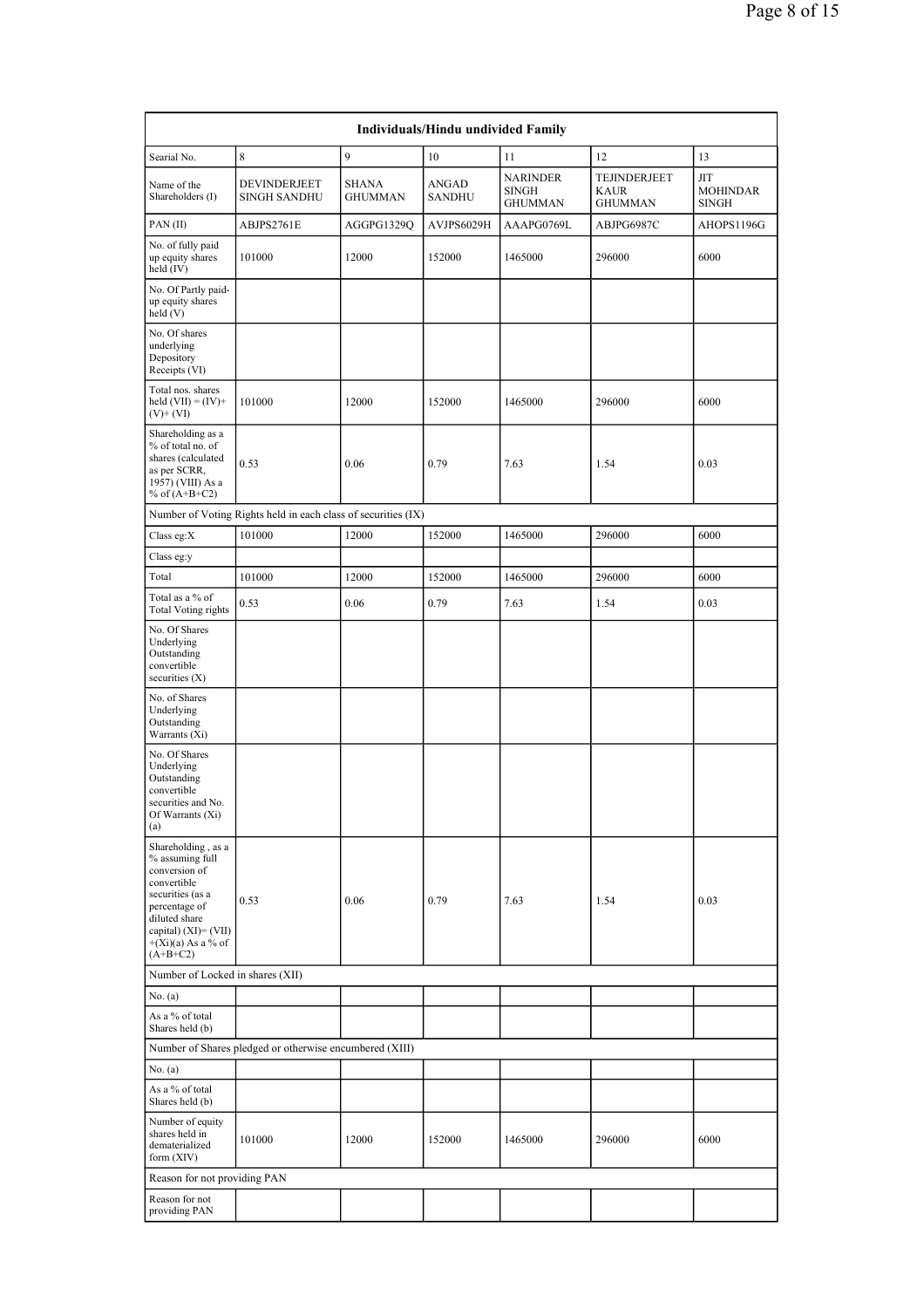| Individuals/Hindu undivided Family | | | | | | |
|---|---|---|---|---|---|---|
| Searial No. | 8 | 9 | 10 | 11 | 12 | 13 |
| Name of the Shareholders (I) | DEVINDERJEET SINGH SANDHU | SHANA GHUMMAN | ANGAD SANDHU | NARINDER SINGH GHUMMAN | TEJINDERJEET KAUR GHUMMAN | JIT MOHINDAR SINGH |
| PAN (II) | ABJPS2761E | AGGPG1329Q | AVJPS6029H | AAAPG0769L | ABJPG6987C | AHOPS1196G |
| No. of fully paid up equity shares held (IV) | 101000 | 12000 | 152000 | 1465000 | 296000 | 6000 |
| No. Of Partly paid-up equity shares held (V) | | | | | | |
| No. Of shares underlying Depository Receipts (VI) | | | | | | |
| Total nos. shares held (VII) = (IV)+ (V)+ (VI) | 101000 | 12000 | 152000 | 1465000 | 296000 | 6000 |
| Shareholding as a % of total no. of shares (calculated as per SCRR, 1957) (VIII) As a % of (A+B+C2) | 0.53 | 0.06 | 0.79 | 7.63 | 1.54 | 0.03 |
| Number of Voting Rights held in each class of securities (IX) | | | | | | |
| Class eg:X | 101000 | 12000 | 152000 | 1465000 | 296000 | 6000 |
| Class eg:y | | | | | | |
| Total | 101000 | 12000 | 152000 | 1465000 | 296000 | 6000 |
| Total as a % of Total Voting rights | 0.53 | 0.06 | 0.79 | 7.63 | 1.54 | 0.03 |
| No. Of Shares Underlying Outstanding convertible securities (X) | | | | | | |
| No. of Shares Underlying Outstanding Warrants (Xi) | | | | | | |
| No. Of Shares Underlying Outstanding convertible securities and No. Of Warrants (Xi) (a) | | | | | | |
| Shareholding , as a % assuming full conversion of convertible securities (as a percentage of diluted share capital) (XI)= (VII)+(Xi)(a) As a % of (A+B+C2) | 0.53 | 0.06 | 0.79 | 7.63 | 1.54 | 0.03 |
| Number of Locked in shares (XII) | | | | | | |
| No. (a) | | | | | | |
| As a % of total Shares held (b) | | | | | | |
| Number of Shares pledged or otherwise encumbered (XIII) | | | | | | |
| No. (a) | | | | | | |
| As a % of total Shares held (b) | | | | | | |
| Number of equity shares held in dematerialized form (XIV) | 101000 | 12000 | 152000 | 1465000 | 296000 | 6000 |
| Reason for not providing PAN | | | | | | |
| Reason for not providing PAN | | | | | | |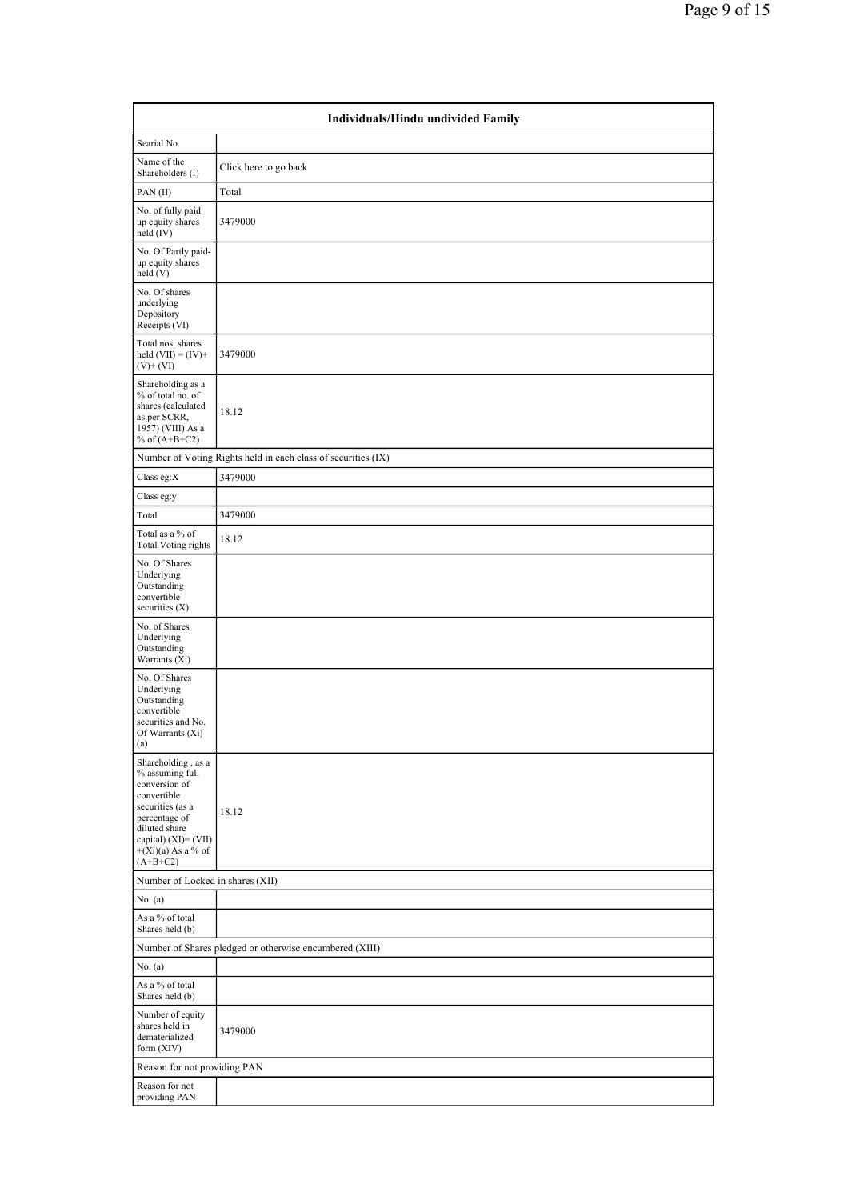| Individuals/Hindu undivided Family | |
|---|---|
| Searial No. | |
| Name of the Shareholders (I) | Click here to go back |
| PAN (II) | Total |
| No. of fully paid up equity shares held (IV) | 3479000 |
| No. Of Partly paid-up equity shares held (V) | |
| No. Of shares underlying Depository Receipts (VI) | |
| Total nos. shares held (VII) = (IV)+(V)+ (VI) | 3479000 |
| Shareholding as a % of total no. of shares (calculated as per SCRR, 1957) (VIII) As a % of (A+B+C2) | 18.12 |
| Number of Voting Rights held in each class of securities (IX) | |
| Class eg:X | 3479000 |
| Class eg:y | |
| Total | 3479000 |
| Total as a % of Total Voting rights | 18.12 |
| No. Of Shares Underlying Outstanding convertible securities (X) | |
| No. of Shares Underlying Outstanding Warrants (Xi) | |
| No. Of Shares Underlying Outstanding convertible securities and No. Of Warrants (Xi) (a) | |
| Shareholding , as a % assuming full conversion of convertible securities (as a percentage of diluted share capital) (XI)= (VII)+(Xi)(a) As a % of (A+B+C2) | 18.12 |
| Number of Locked in shares (XII) | |
| No. (a) | |
| As a % of total Shares held (b) | |
| Number of Shares pledged or otherwise encumbered (XIII) | |
| No. (a) | |
| As a % of total Shares held (b) | |
| Number of equity shares held in dematerialized form (XIV) | 3479000 |
| Reason for not providing PAN | |
| Reason for not providing PAN | |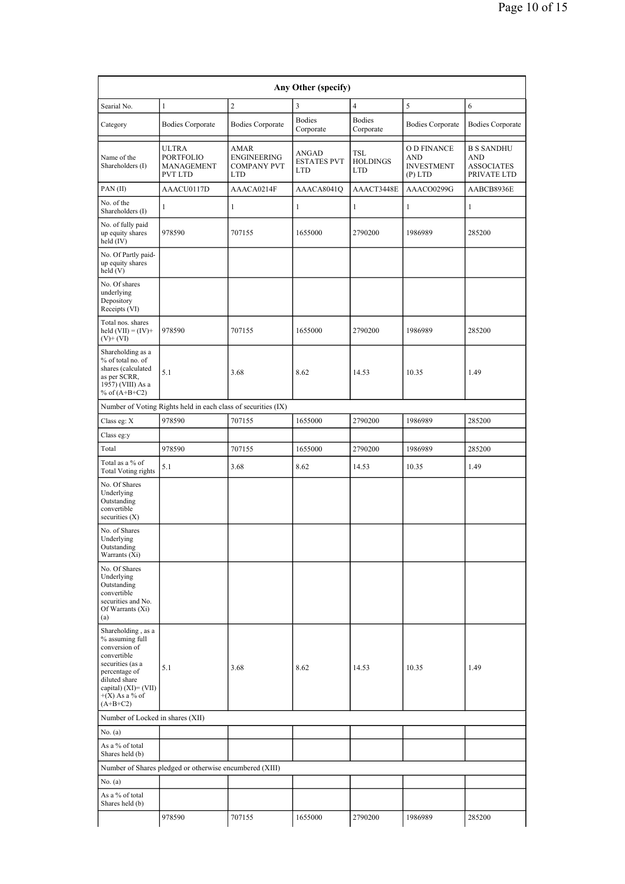| Any Other (specify) | | | | | | |
|---|---|---|---|---|---|---|
| Searial No. | 1 | 2 | 3 | 4 | 5 | 6 |
| Category | Bodies Corporate | Bodies Corporate | Bodies Corporate | Bodies Corporate | Bodies Corporate | Bodies Corporate |
| Name of the Shareholders (I) | ULTRA PORTFOLIO MANAGEMENT PVT LTD | AMAR ENGINEERING COMPANY PVT LTD | ANGAD ESTATES PVT LTD | TSL HOLDINGS LTD | O D FINANCE AND INVESTMENT (P) LTD | B S SANDHU AND ASSOCIATES PRIVATE LTD |
| PAN (II) | AAACU0117D | AAACA0214F | AAACA8041Q | AAACT3448E | AAACO0299G | AABCB8936E |
| No. of the Shareholders (I) | 1 | 1 | 1 | 1 | 1 | 1 |
| No. of fully paid up equity shares held (IV) | 978590 | 707155 | 1655000 | 2790200 | 1986989 | 285200 |
| No. Of Partly paid-up equity shares held (V) | | | | | | |
| No. Of shares underlying Depository Receipts (VI) | | | | | | |
| Total nos. shares held (VII) = (IV)+(V)+ (VI) | 978590 | 707155 | 1655000 | 2790200 | 1986989 | 285200 |
| Shareholding as a % of total no. of shares (calculated as per SCRR, 1957) (VIII) As a % of (A+B+C2) | 5.1 | 3.68 | 8.62 | 14.53 | 10.35 | 1.49 |
| Number of Voting Rights held in each class of securities (IX) | | | | | | |
| Class eg: X | 978590 | 707155 | 1655000 | 2790200 | 1986989 | 285200 |
| Class eg:y | | | | | | |
| Total | 978590 | 707155 | 1655000 | 2790200 | 1986989 | 285200 |
| Total as a % of Total Voting rights | 5.1 | 3.68 | 8.62 | 14.53 | 10.35 | 1.49 |
| No. Of Shares Underlying Outstanding convertible securities (X) | | | | | | |
| No. of Shares Underlying Outstanding Warrants (Xi) | | | | | | |
| No. Of Shares Underlying Outstanding convertible securities and No. Of Warrants (Xi) (a) | | | | | | |
| Shareholding , as a % assuming full conversion of convertible securities (as a percentage of diluted share capital) (XI)= (VII)+(X) As a % of (A+B+C2) | 5.1 | 3.68 | 8.62 | 14.53 | 10.35 | 1.49 |
| Number of Locked in shares (XII) | | | | | | |
| No. (a) | | | | | | |
| As a % of total Shares held (b) | | | | | | |
| Number of Shares pledged or otherwise encumbered (XIII) | | | | | | |
| No. (a) | | | | | | |
| As a % of total Shares held (b) | | | | | | |
| | 978590 | 707155 | 1655000 | 2790200 | 1986989 | 285200 |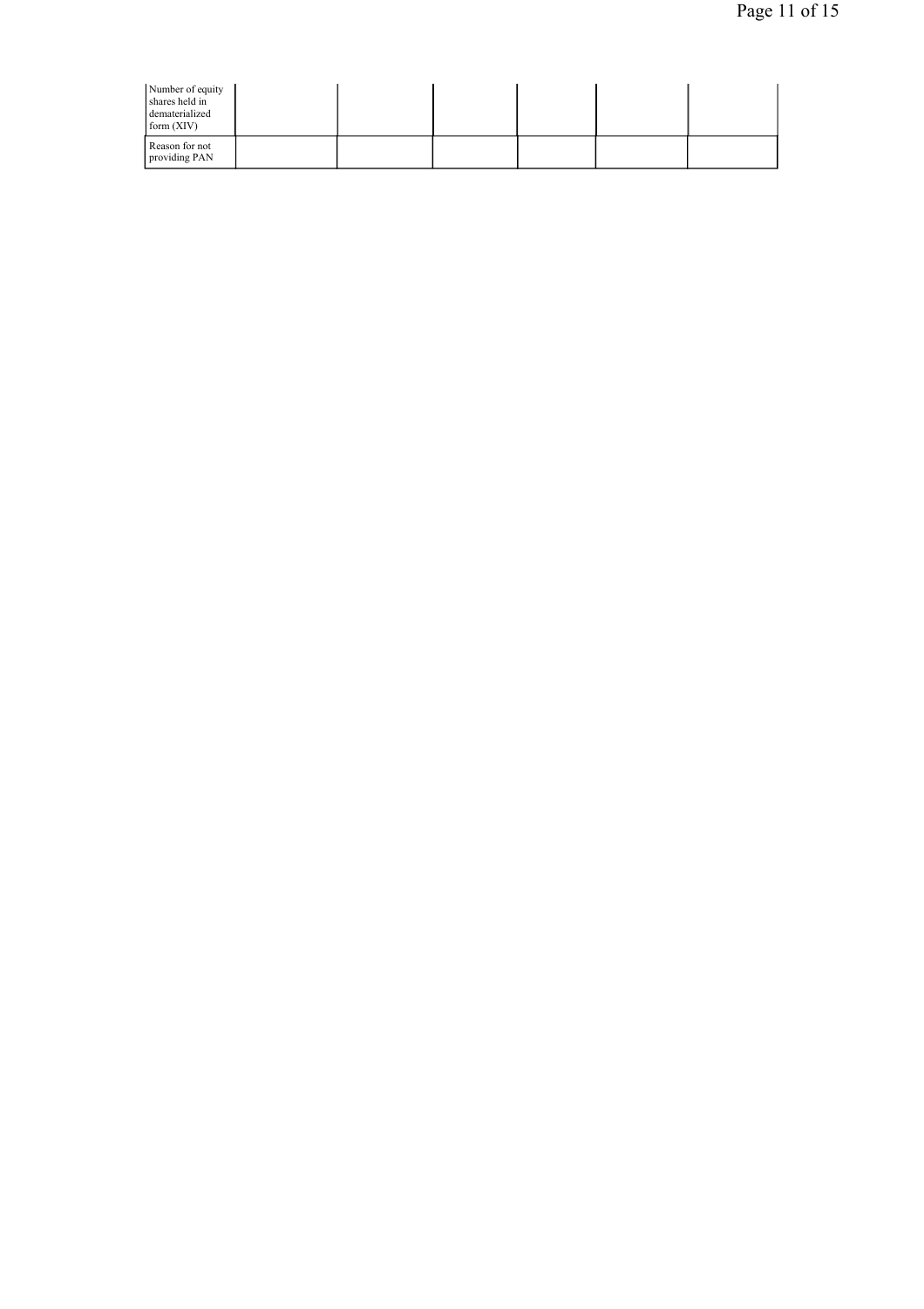| | | | | | | |
|---|---|---|---|---|---|---|
| Number of equity shares held in dematerialized form (XIV) | | | | | | |
| Reason for not providing PAN | | | | | | |